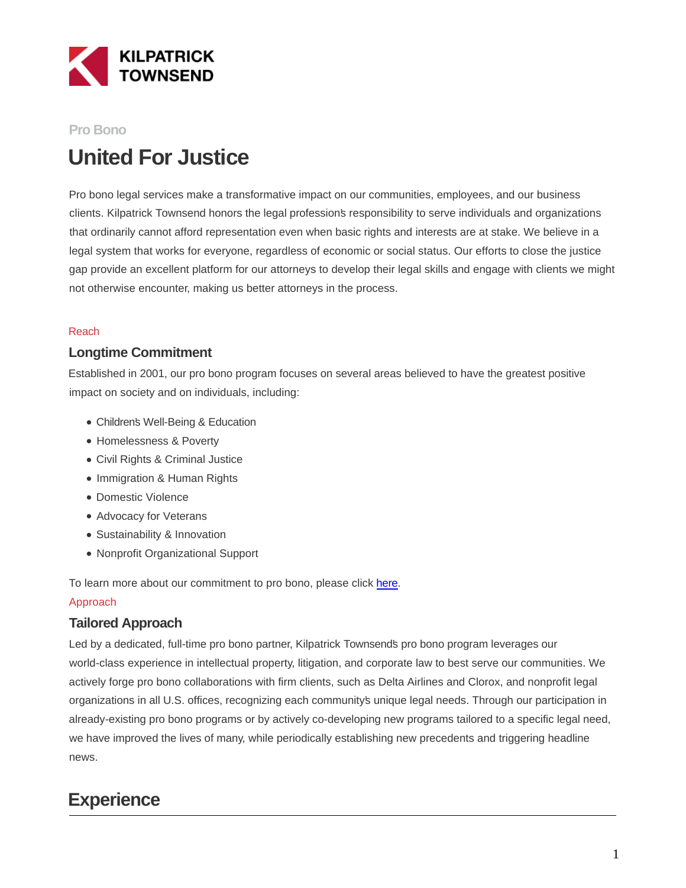Pro Bono

# United For Justice

Pro bono legal services make a transformative impact on our communities, employees, and our business clients. Kilpatrick Townsend honors the legal profession's responsibility to serve individuals and organizations that ordinarily cannot afford representation even when basic rights and interests are at stake. We believe in a legal system that works for everyone, regardless of economic or social status. Our efforts to close the justice gap provide an excellent platform for our attorneys to develop their legal skills and engage with clients we might not otherwise encounter, making us better attorneys in the process.

Reach

### Longtime Commitment

Established in 2001, our pro bono program focuses on several areas believed to have the greatest positive impact on society and on individuals, including:

- Children's Well-Being & Education
- Homelessness & Poverty
- Civil Rights & Criminal Justice
- Immigration & Human Rights
- Domestic Violence
- Advocacy for Veterans
- Sustainability & Innovation
- Nonprofit Organizational Support

To learn more about our commitment to pro bono, please click here.

Approach

### Tailored Approach

Led by a dedicated, full-time pro bono partner, Kilpatrick Townsend's pro bono program leverages our world-class experience in intellectual property, litigation, and corporate law to best serve our communities. We actively forge pro bono collaborations with firm clients, such as Delta Airlines and Clorox, and nonprofit legal organizations in all U.S. offices, recognizing each community's unique legal needs. Through our participation in already-existing pro bono programs or by actively co-developing new programs tailored to a specific legal need, we have improved the lives of many, while periodically establishing new precedents and triggering headline news.

## Experience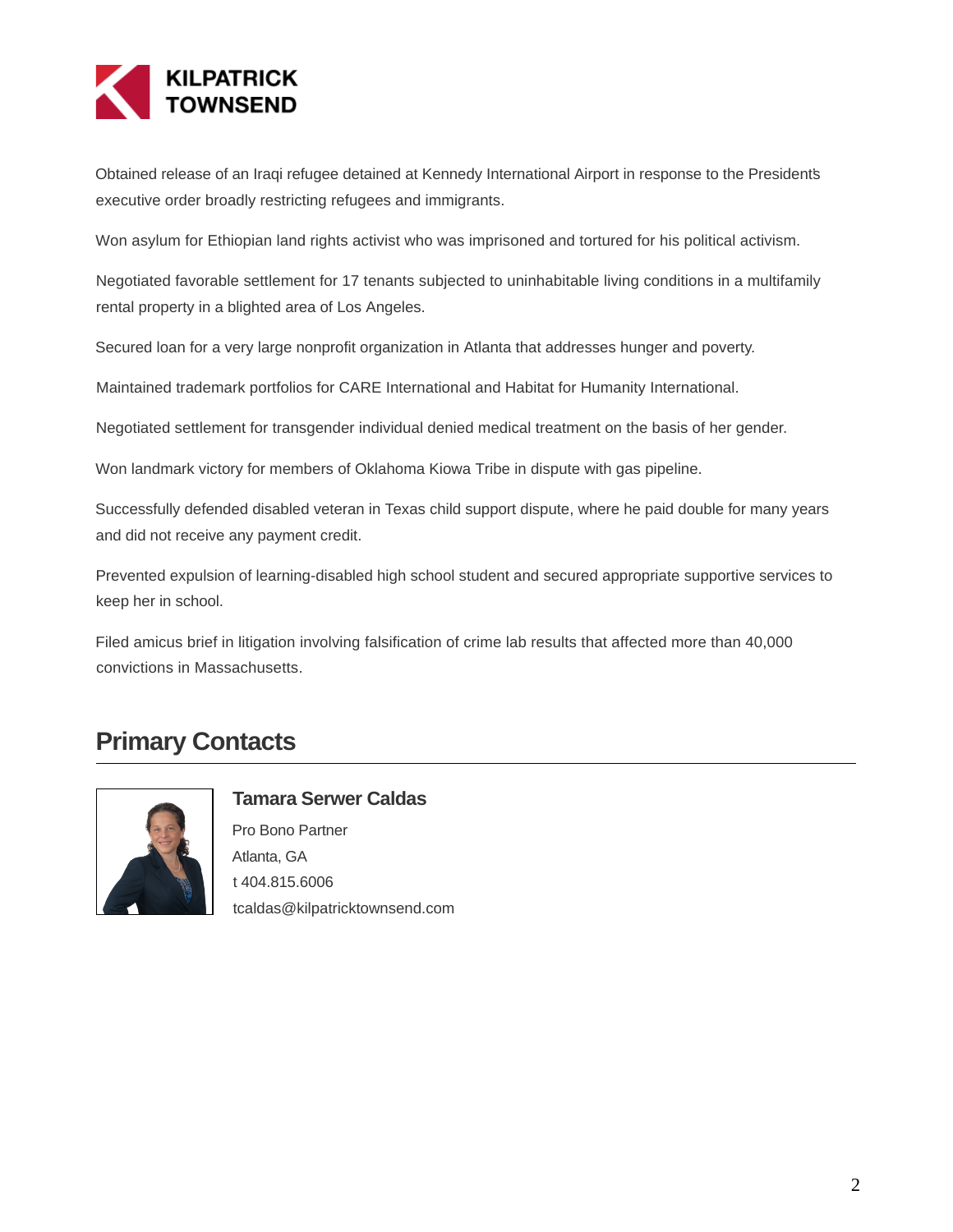Obtained release of an Iraqi refugee detained at Kennedy International Airport in response to the President's executive order broadly restricting refugees and immigrants.

Won asylum for Ethiopian land rights activist who was imprisoned and tortured for his political activism.

Negotiated favorable settlement for 17 tenants subjected to uninhabitable living conditions in a multifamily rental property in a blighted area of Los Angeles.

Secured loan for a very large nonprofit organization in Atlanta that addresses hunger and poverty.

Maintained trademark portfolios for CARE International and Habitat for Humanity International.

Negotiated settlement for transgender individual denied medical treatment on the basis of her gender.

Won landmark victory for members of Oklahoma Kiowa Tribe in dispute with gas pipeline.

Successfully defended disabled veteran in Texas child support dispute, where he paid double for many years and did not receive any payment credit.

Prevented expulsion of learning-disabled high school student and secured appropriate supportive services to keep her in school.

Filed amicus brief in litigation involving falsification of crime lab results that affected more than 40,000 convictions in Massachusetts.

## Primary Contacts

### Tamara Serwer Caldas

Pro Bono Partner
Atlanta, GA
t 404.815.6006
tcaldas@kilpatricktownsend.com